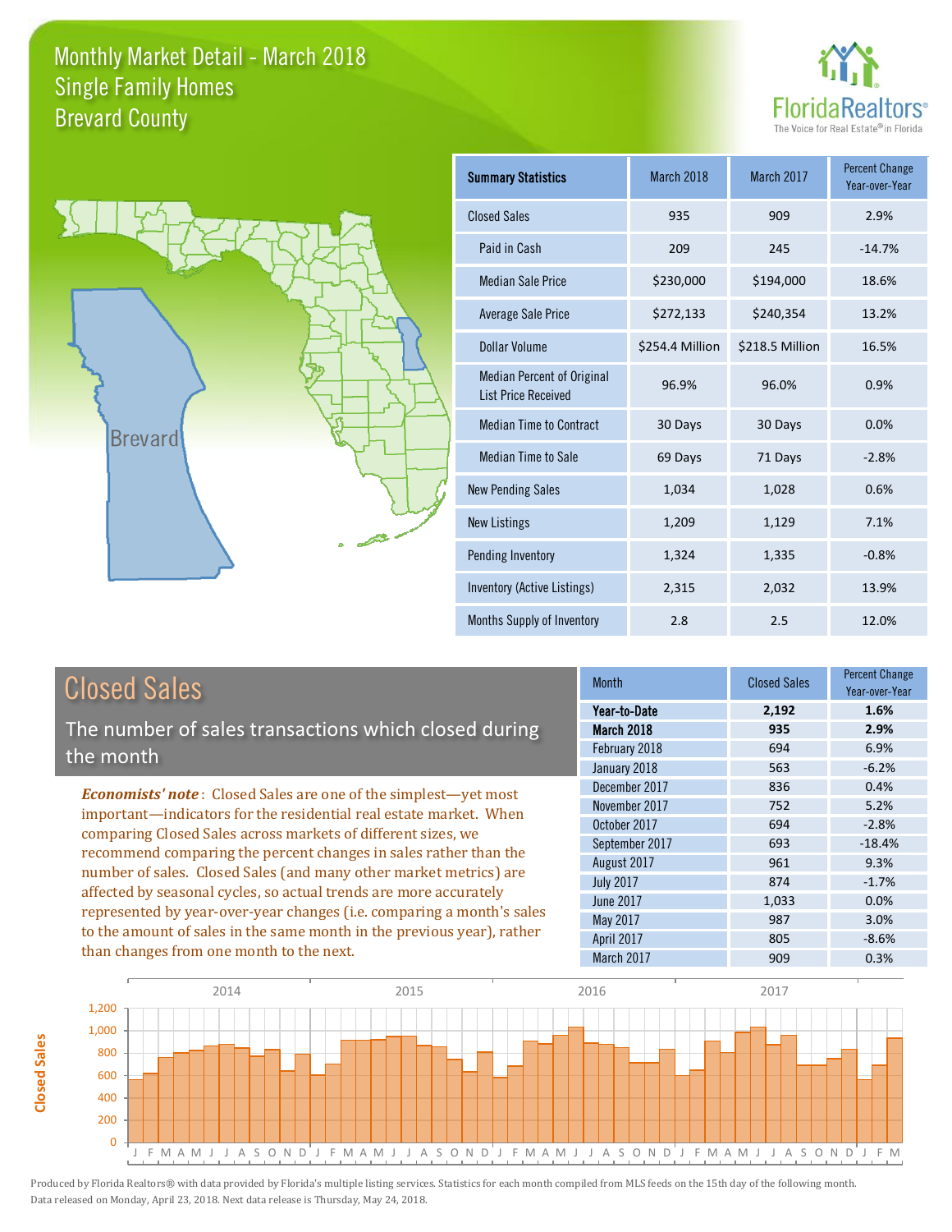# Monthly Market Detail - March 2018
## Single Family Homes
## Brevard County

FloridaRealtors® The Voice for Real Estate® in Florida

Brevard

| Summary Statistics | March 2018 | March 2017 | Percent Change Year-over-Year |
|---|---|---|---|
| Closed Sales | 935 | 909 | 2.9% |
| Paid in Cash | 209 | 245 | -14.7% |
| Median Sale Price | $230,000 | $194,000 | 18.6% |
| Average Sale Price | $272,133 | $240,354 | 13.2% |
| Dollar Volume | $254.4 Million | $218.5 Million | 16.5% |
| Median Percent of Original List Price Received | 96.9% | 96.0% | 0.9% |
| Median Time to Contract | 30 Days | 30 Days | 0.0% |
| Median Time to Sale | 69 Days | 71 Days | -2.8% |
| New Pending Sales | 1,034 | 1,028 | 0.6% |
| New Listings | 1,209 | 1,129 | 7.1% |
| Pending Inventory | 1,324 | 1,335 | -0.8% |
| Inventory (Active Listings) | 2,315 | 2,032 | 13.9% |
| Months Supply of Inventory | 2.8 | 2.5 | 12.0% |

## Closed Sales

The number of sales transactions which closed during the month

***Economists' note***: Closed Sales are one of the simplest—yet most important—indicators for the residential real estate market. When comparing Closed Sales across markets of different sizes, we recommend comparing the percent changes in sales rather than the number of sales. Closed Sales (and many other market metrics) are affected by seasonal cycles, so actual trends are more accurately represented by year-over-year changes (i.e. comparing a month's sales to the amount of sales in the same month in the previous year), rather than changes from one month to the next.

| Month | Closed Sales | Percent Change Year-over-Year |
|---|---|---|
| **Year-to-Date** | **2,192** | **1.6%** |
| **March 2018** | **935** | **2.9%** |
| February 2018 | 694 | 6.9% |
| January 2018 | 563 | -6.2% |
| December 2017 | 836 | 0.4% |
| November 2017 | 752 | 5.2% |
| October 2017 | 694 | -2.8% |
| September 2017 | 693 | -18.4% |
| August 2017 | 961 | 9.3% |
| July 2017 | 874 | -1.7% |
| June 2017 | 1,033 | 0.0% |
| May 2017 | 987 | 3.0% |
| April 2017 | 805 | -8.6% |
| March 2017 | 909 | 0.3% |

Produced by Florida Realtors® with data provided by Florida's multiple listing services. Statistics for each month compiled from MLS feeds on the 15th day of the following month. Data released on Monday, April 23, 2018. Next data release is Thursday, May 24, 2018.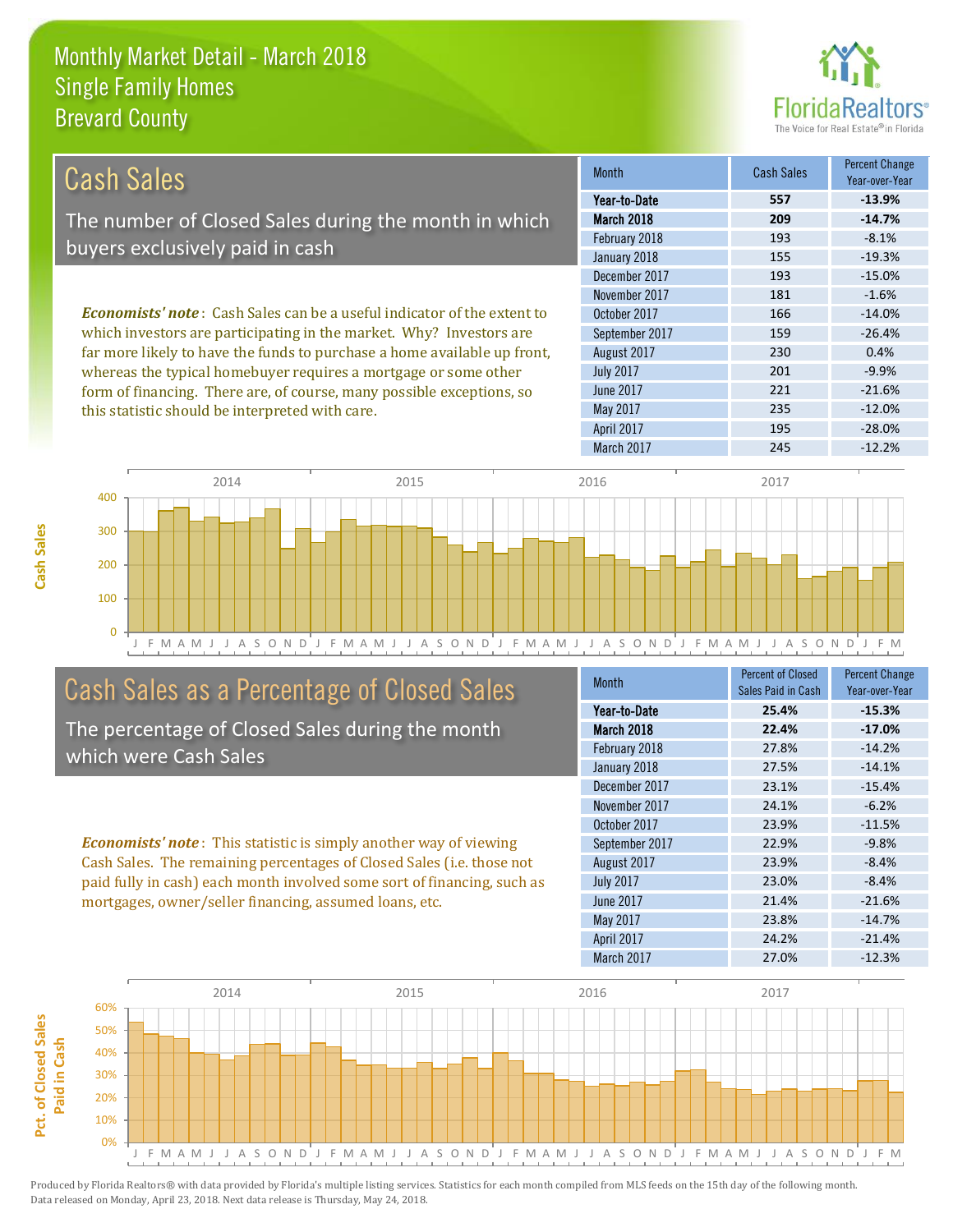# Monthly Market Detail - March 2018
## Single Family Homes
## Brevard County

FloridaRealtors® The Voice for Real Estate® in Florida

## Cash Sales

The number of Closed Sales during the month in which buyers exclusively paid in cash

*Economists' note*: Cash Sales can be a useful indicator of the extent to which investors are participating in the market. Why? Investors are far more likely to have the funds to purchase a home available up front, whereas the typical homebuyer requires a mortgage or some other form of financing. There are, of course, many possible exceptions, so this statistic should be interpreted with care.

| Month | Cash Sales | Percent Change Year-over-Year |
|---|---|---|
| **Year-to-Date** | **557** | **-13.9%** |
| **March 2018** | **209** | **-14.7%** |
| February 2018 | 193 | -8.1% |
| January 2018 | 155 | -19.3% |
| December 2017 | 193 | -15.0% |
| November 2017 | 181 | -1.6% |
| October 2017 | 166 | -14.0% |
| September 2017 | 159 | -26.4% |
| August 2017 | 230 | 0.4% |
| July 2017 | 201 | -9.9% |
| June 2017 | 221 | -21.6% |
| May 2017 | 235 | -12.0% |
| April 2017 | 195 | -28.0% |
| March 2017 | 245 | -12.2% |

## Cash Sales as a Percentage of Closed Sales

The percentage of Closed Sales during the month which were Cash Sales

*Economists' note*: This statistic is simply another way of viewing Cash Sales. The remaining percentages of Closed Sales (i.e. those not paid fully in cash) each month involved some sort of financing, such as mortgages, owner/seller financing, assumed loans, etc.

| Month | Percent of Closed Sales Paid in Cash | Percent Change Year-over-Year |
|---|---|---|
| **Year-to-Date** | **25.4%** | **-15.3%** |
| **March 2018** | **22.4%** | **-17.0%** |
| February 2018 | 27.8% | -14.2% |
| January 2018 | 27.5% | -14.1% |
| December 2017 | 23.1% | -15.4% |
| November 2017 | 24.1% | -6.2% |
| October 2017 | 23.9% | -11.5% |
| September 2017 | 22.9% | -9.8% |
| August 2017 | 23.9% | -8.4% |
| July 2017 | 23.0% | -8.4% |
| June 2017 | 21.4% | -21.6% |
| May 2017 | 23.8% | -14.7% |
| April 2017 | 24.2% | -21.4% |
| March 2017 | 27.0% | -12.3% |

Produced by Florida Realtors® with data provided by Florida's multiple listing services. Statistics for each month compiled from MLS feeds on the 15th day of the following month. Data released on Monday, April 23, 2018. Next data release is Thursday, May 24, 2018.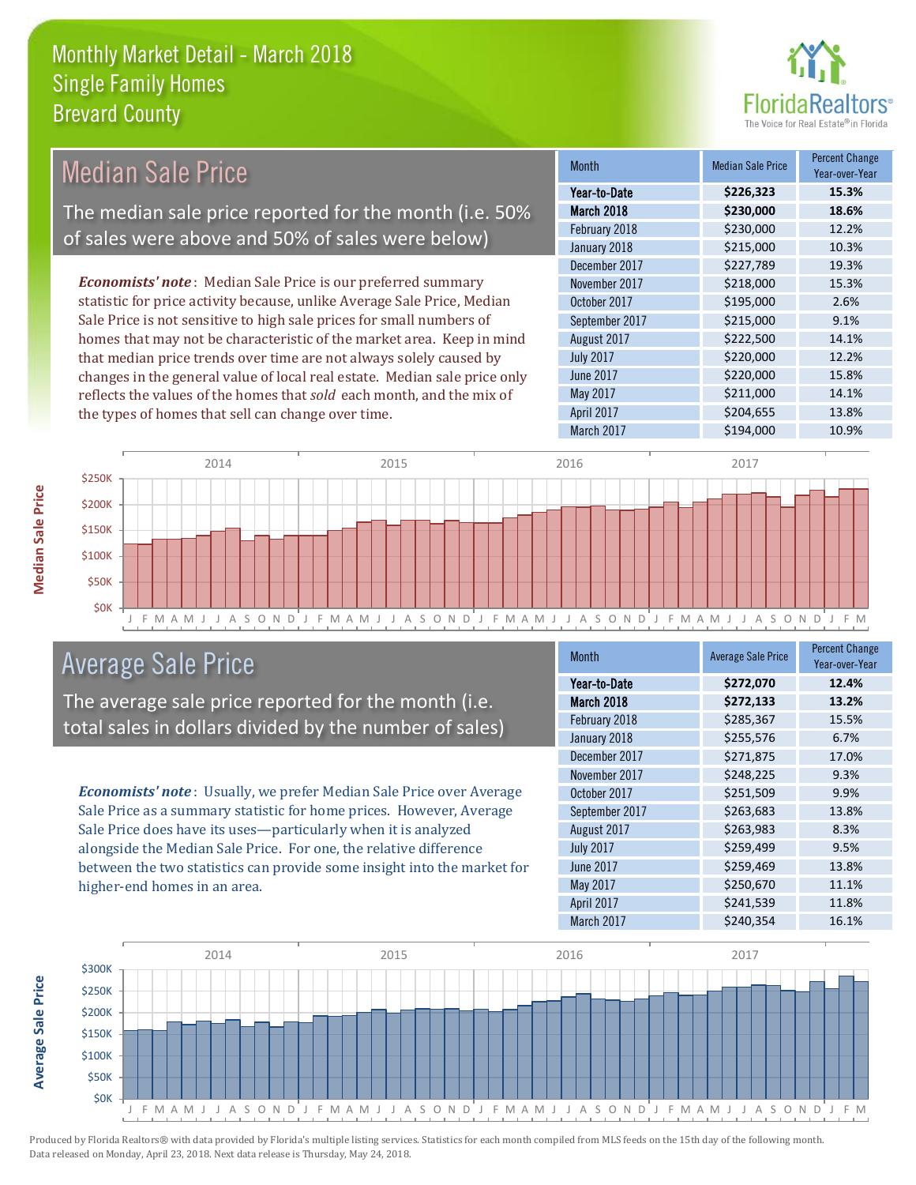# Monthly Market Detail - March 2018
## Single Family Homes
## Brevard County

## Median Sale Price

The median sale price reported for the month (i.e. 50% of sales were above and 50% of sales were below)

***Economists' note***: Median Sale Price is our preferred summary statistic for price activity because, unlike Average Sale Price, Median Sale Price is not sensitive to high sale prices for small numbers of homes that may not be characteristic of the market area. Keep in mind that median price trends over time are not always solely caused by changes in the general value of local real estate. Median sale price only reflects the values of the homes that *sold* each month, and the mix of the types of homes that sell can change over time.

| Month | Median Sale Price | Percent Change Year-over-Year |
|---|---|---|
| **Year-to-Date** | **$226,323** | **15.3%** |
| **March 2018** | **$230,000** | **18.6%** |
| February 2018 | $230,000 | 12.2% |
| January 2018 | $215,000 | 10.3% |
| December 2017 | $227,789 | 19.3% |
| November 2017 | $218,000 | 15.3% |
| October 2017 | $195,000 | 2.6% |
| September 2017 | $215,000 | 9.1% |
| August 2017 | $222,500 | 14.1% |
| July 2017 | $220,000 | 12.2% |
| June 2017 | $220,000 | 15.8% |
| May 2017 | $211,000 | 14.1% |
| April 2017 | $204,655 | 13.8% |
| March 2017 | $194,000 | 10.9% |

## Average Sale Price

The average sale price reported for the month (i.e. total sales in dollars divided by the number of sales)

***Economists' note***: Usually, we prefer Median Sale Price over Average Sale Price as a summary statistic for home prices. However, Average Sale Price does have its uses—particularly when it is analyzed alongside the Median Sale Price. For one, the relative difference between the two statistics can provide some insight into the market for higher-end homes in an area.

| Month | Average Sale Price | Percent Change Year-over-Year |
|---|---|---|
| **Year-to-Date** | **$272,070** | **12.4%** |
| **March 2018** | **$272,133** | **13.2%** |
| February 2018 | $285,367 | 15.5% |
| January 2018 | $255,576 | 6.7% |
| December 2017 | $271,875 | 17.0% |
| November 2017 | $248,225 | 9.3% |
| October 2017 | $251,509 | 9.9% |
| September 2017 | $263,683 | 13.8% |
| August 2017 | $263,983 | 8.3% |
| July 2017 | $259,499 | 9.5% |
| June 2017 | $259,469 | 13.8% |
| May 2017 | $250,670 | 11.1% |
| April 2017 | $241,539 | 11.8% |
| March 2017 | $240,354 | 16.1% |

Produced by Florida Realtors® with data provided by Florida's multiple listing services. Statistics for each month compiled from MLS feeds on the 15th day of the following month. Data released on Monday, April 23, 2018. Next data release is Thursday, May 24, 2018.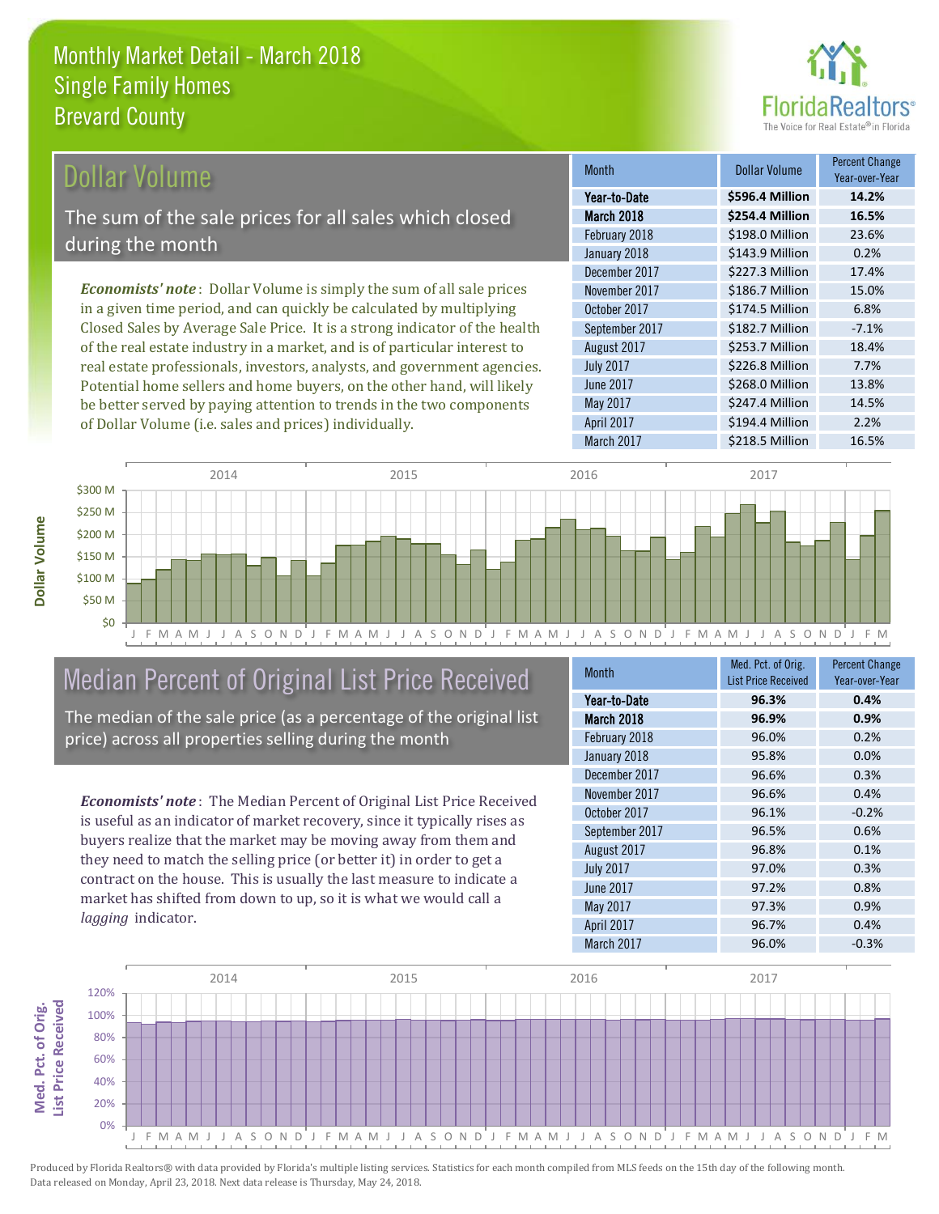# Monthly Market Detail - March 2018
## Single Family Homes
## Brevard County

## Dollar Volume

The sum of the sale prices for all sales which closed during the month

*Economists' note*: Dollar Volume is simply the sum of all sale prices in a given time period, and can quickly be calculated by multiplying Closed Sales by Average Sale Price. It is a strong indicator of the health of the real estate industry in a market, and is of particular interest to real estate professionals, investors, analysts, and government agencies. Potential home sellers and home buyers, on the other hand, will likely be better served by paying attention to trends in the two components of Dollar Volume (i.e. sales and prices) individually.

| Month | Dollar Volume | Percent Change Year-over-Year |
|---|---|---|
| **Year-to-Date** | **$596.4 Million** | **14.2%** |
| **March 2018** | **$254.4 Million** | **16.5%** |
| February 2018 | $198.0 Million | 23.6% |
| January 2018 | $143.9 Million | 0.2% |
| December 2017 | $227.3 Million | 17.4% |
| November 2017 | $186.7 Million | 15.0% |
| October 2017 | $174.5 Million | 6.8% |
| September 2017 | $182.7 Million | -7.1% |
| August 2017 | $253.7 Million | 18.4% |
| July 2017 | $226.8 Million | 7.7% |
| June 2017 | $268.0 Million | 13.8% |
| May 2017 | $247.4 Million | 14.5% |
| April 2017 | $194.4 Million | 2.2% |
| March 2017 | $218.5 Million | 16.5% |

## Median Percent of Original List Price Received

The median of the sale price (as a percentage of the original list price) across all properties selling during the month

*Economists' note*: The Median Percent of Original List Price Received is useful as an indicator of market recovery, since it typically rises as buyers realize that the market may be moving away from them and they need to match the selling price (or better it) in order to get a contract on the house. This is usually the last measure to indicate a market has shifted from down to up, so it is what we would call a *lagging* indicator.

| Month | Med. Pct. of Orig. List Price Received | Percent Change Year-over-Year |
|---|---|---|
| **Year-to-Date** | **96.3%** | **0.4%** |
| **March 2018** | **96.9%** | **0.9%** |
| February 2018 | 96.0% | 0.2% |
| January 2018 | 95.8% | 0.0% |
| December 2017 | 96.6% | 0.3% |
| November 2017 | 96.6% | 0.4% |
| October 2017 | 96.1% | -0.2% |
| September 2017 | 96.5% | 0.6% |
| August 2017 | 96.8% | 0.1% |
| July 2017 | 97.0% | 0.3% |
| June 2017 | 97.2% | 0.8% |
| May 2017 | 97.3% | 0.9% |
| April 2017 | 96.7% | 0.4% |
| March 2017 | 96.0% | -0.3% |

Produced by Florida Realtors® with data provided by Florida's multiple listing services. Statistics for each month compiled from MLS feeds on the 15th day of the following month. Data released on Monday, April 23, 2018. Next data release is Thursday, May 24, 2018.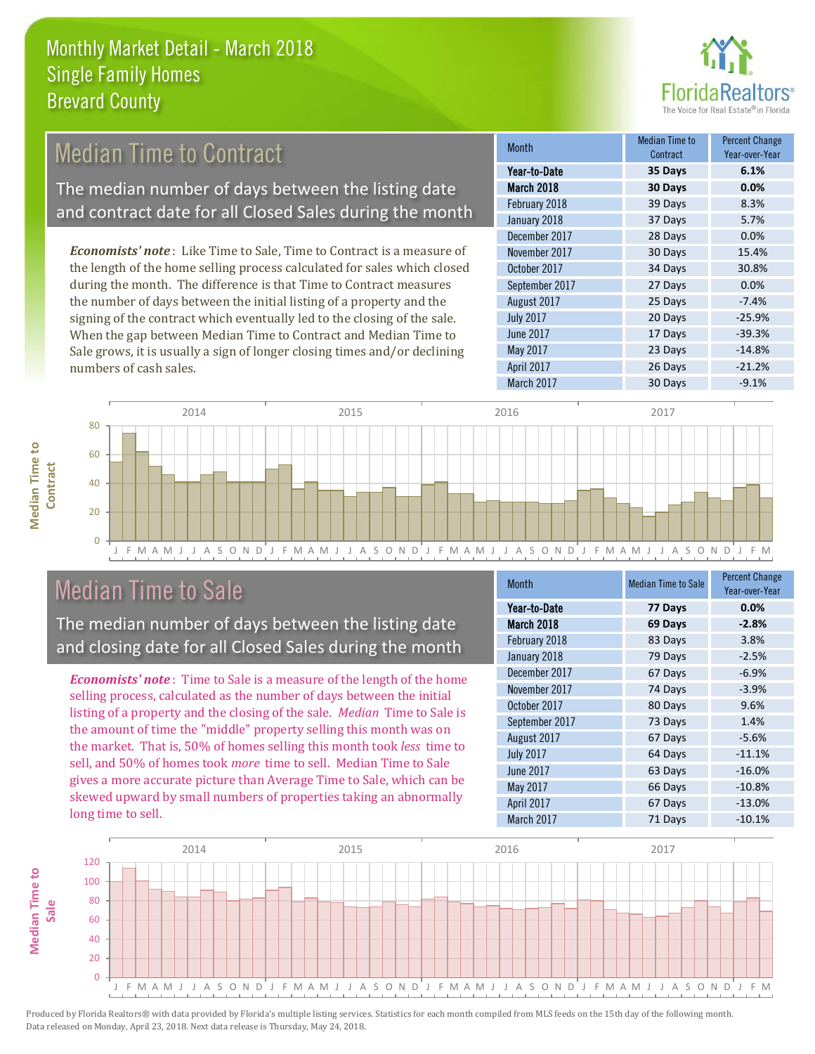# Monthly Market Detail - March 2018
## Single Family Homes
## Brevard County

FloridaRealtors®
The Voice for Real Estate® in Florida

## Median Time to Contract

The median number of days between the listing date and contract date for all Closed Sales during the month

*Economists' note*: Like Time to Sale, Time to Contract is a measure of the length of the home selling process calculated for sales which closed during the month. The difference is that Time to Contract measures the number of days between the initial listing of a property and the signing of the contract which eventually led to the closing of the sale. When the gap between Median Time to Contract and Median Time to Sale grows, it is usually a sign of longer closing times and/or declining numbers of cash sales.

| Month | Median Time to Contract | Percent Change Year-over-Year |
|---|---|---|
| **Year-to-Date** | **35 Days** | **6.1%** |
| **March 2018** | **30 Days** | **0.0%** |
| February 2018 | 39 Days | 8.3% |
| January 2018 | 37 Days | 5.7% |
| December 2017 | 28 Days | 0.0% |
| November 2017 | 30 Days | 15.4% |
| October 2017 | 34 Days | 30.8% |
| September 2017 | 27 Days | 0.0% |
| August 2017 | 25 Days | -7.4% |
| July 2017 | 20 Days | -25.9% |
| June 2017 | 17 Days | -39.3% |
| May 2017 | 23 Days | -14.8% |
| April 2017 | 26 Days | -21.2% |
| March 2017 | 30 Days | -9.1% |

## Median Time to Sale

The median number of days between the listing date and closing date for all Closed Sales during the month

*Economists' note*: Time to Sale is a measure of the length of the home selling process, calculated as the number of days between the initial listing of a property and the closing of the sale. *Median* Time to Sale is the amount of time the "middle" property selling this month was on the market. That is, 50% of homes selling this month took *less* time to sell, and 50% of homes took *more* time to sell. Median Time to Sale gives a more accurate picture than Average Time to Sale, which can be skewed upward by small numbers of properties taking an abnormally long time to sell.

| Month | Median Time to Sale | Percent Change Year-over-Year |
|---|---|---|
| **Year-to-Date** | **77 Days** | **0.0%** |
| **March 2018** | **69 Days** | **-2.8%** |
| February 2018 | 83 Days | 3.8% |
| January 2018 | 79 Days | -2.5% |
| December 2017 | 67 Days | -6.9% |
| November 2017 | 74 Days | -3.9% |
| October 2017 | 80 Days | 9.6% |
| September 2017 | 73 Days | 1.4% |
| August 2017 | 67 Days | -5.6% |
| July 2017 | 64 Days | -11.1% |
| June 2017 | 63 Days | -16.0% |
| May 2017 | 66 Days | -10.8% |
| April 2017 | 67 Days | -13.0% |
| March 2017 | 71 Days | -10.1% |

Produced by Florida Realtors® with data provided by Florida's multiple listing services. Statistics for each month compiled from MLS feeds on the 15th day of the following month. Data released on Monday, April 23, 2018. Next data release is Thursday, May 24, 2018.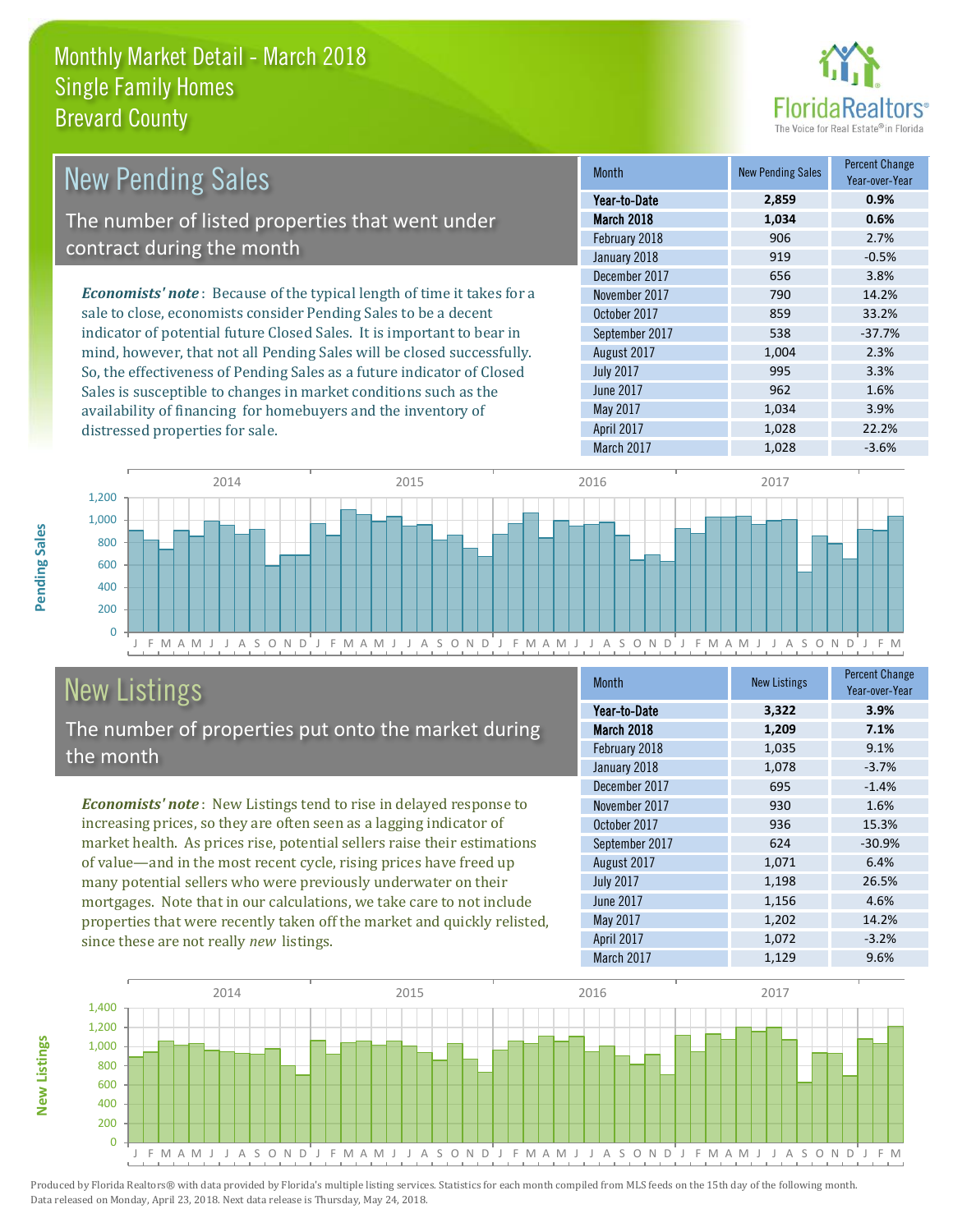# Monthly Market Detail - March 2018
## Single Family Homes
## Brevard County

## New Pending Sales

The number of listed properties that went under contract during the month

*Economists' note*: Because of the typical length of time it takes for a sale to close, economists consider Pending Sales to be a decent indicator of potential future Closed Sales. It is important to bear in mind, however, that not all Pending Sales will be closed successfully. So, the effectiveness of Pending Sales as a future indicator of Closed Sales is susceptible to changes in market conditions such as the availability of financing for homebuyers and the inventory of distressed properties for sale.

| Month | New Pending Sales | Percent Change Year-over-Year |
|---|---|---|
| **Year-to-Date** | **2,859** | **0.9%** |
| **March 2018** | **1,034** | **0.6%** |
| February 2018 | 906 | 2.7% |
| January 2018 | 919 | -0.5% |
| December 2017 | 656 | 3.8% |
| November 2017 | 790 | 14.2% |
| October 2017 | 859 | 33.2% |
| September 2017 | 538 | -37.7% |
| August 2017 | 1,004 | 2.3% |
| July 2017 | 995 | 3.3% |
| June 2017 | 962 | 1.6% |
| May 2017 | 1,034 | 3.9% |
| April 2017 | 1,028 | 22.2% |
| March 2017 | 1,028 | -3.6% |

## New Listings

The number of properties put onto the market during the month

*Economists' note*: New Listings tend to rise in delayed response to increasing prices, so they are often seen as a lagging indicator of market health. As prices rise, potential sellers raise their estimations of value—and in the most recent cycle, rising prices have freed up many potential sellers who were previously underwater on their mortgages. Note that in our calculations, we take care to not include properties that were recently taken off the market and quickly relisted, since these are not really *new* listings.

| Month | New Listings | Percent Change Year-over-Year |
|---|---|---|
| **Year-to-Date** | **3,322** | **3.9%** |
| **March 2018** | **1,209** | **7.1%** |
| February 2018 | 1,035 | 9.1% |
| January 2018 | 1,078 | -3.7% |
| December 2017 | 695 | -1.4% |
| November 2017 | 930 | 1.6% |
| October 2017 | 936 | 15.3% |
| September 2017 | 624 | -30.9% |
| August 2017 | 1,071 | 6.4% |
| July 2017 | 1,198 | 26.5% |
| June 2017 | 1,156 | 4.6% |
| May 2017 | 1,202 | 14.2% |
| April 2017 | 1,072 | -3.2% |
| March 2017 | 1,129 | 9.6% |

Produced by Florida Realtors® with data provided by Florida's multiple listing services. Statistics for each month compiled from MLS feeds on the 15th day of the following month. Data released on Monday, April 23, 2018. Next data release is Thursday, May 24, 2018.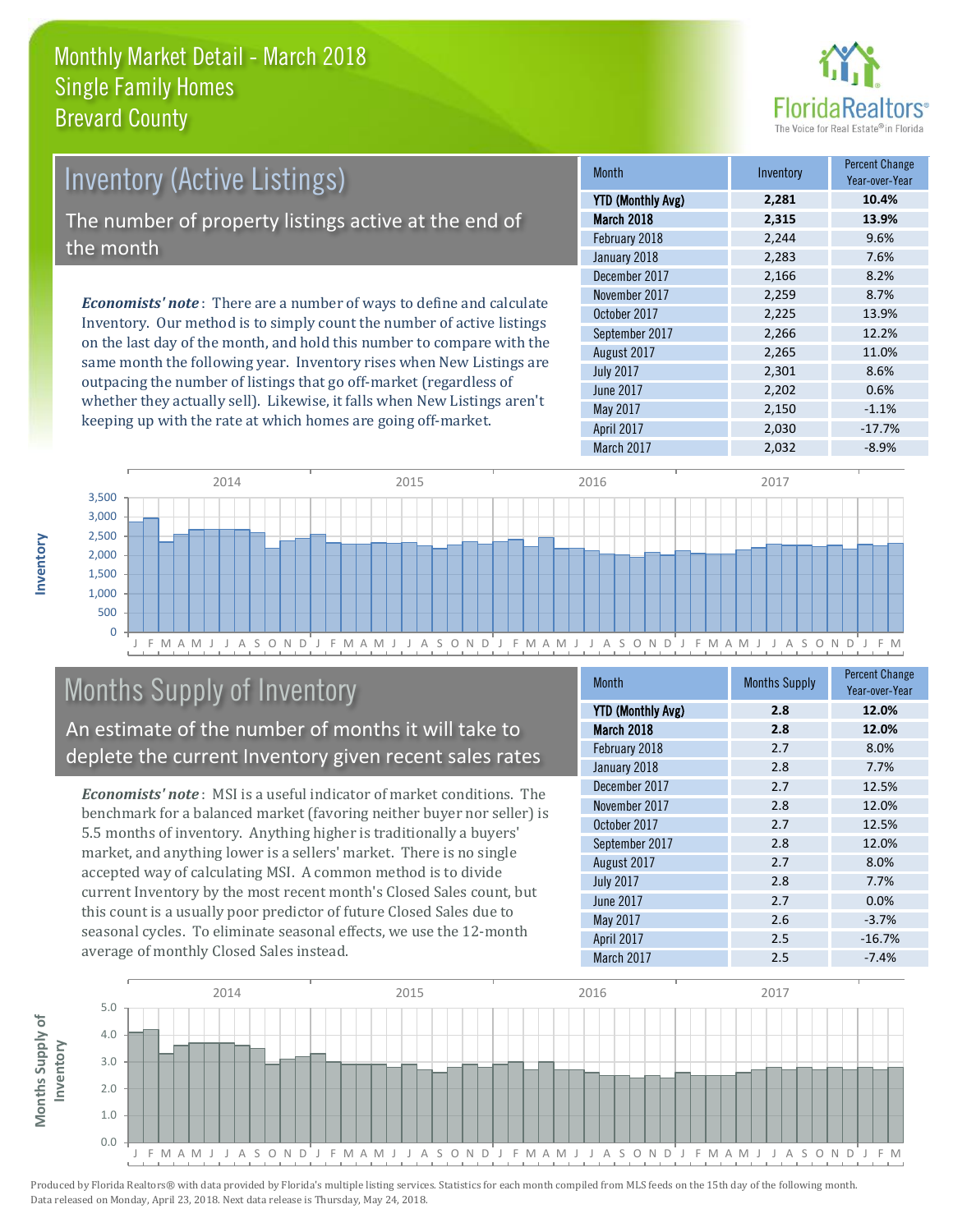# Monthly Market Detail - March 2018
## Single Family Homes
## Brevard County

## Inventory (Active Listings)

The number of property listings active at the end of the month

***Economists' note***: There are a number of ways to define and calculate Inventory. Our method is to simply count the number of active listings on the last day of the month, and hold this number to compare with the same month the following year. Inventory rises when New Listings are outpacing the number of listings that go off-market (regardless of whether they actually sell). Likewise, it falls when New Listings aren't keeping up with the rate at which homes are going off-market.

| Month | Inventory | Percent Change Year-over-Year |
|---|---|---|
| **YTD (Monthly Avg)** | **2,281** | **10.4%** |
| **March 2018** | **2,315** | **13.9%** |
| February 2018 | 2,244 | 9.6% |
| January 2018 | 2,283 | 7.6% |
| December 2017 | 2,166 | 8.2% |
| November 2017 | 2,259 | 8.7% |
| October 2017 | 2,225 | 13.9% |
| September 2017 | 2,266 | 12.2% |
| August 2017 | 2,265 | 11.0% |
| July 2017 | 2,301 | 8.6% |
| June 2017 | 2,202 | 0.6% |
| May 2017 | 2,150 | -1.1% |
| April 2017 | 2,030 | -17.7% |
| March 2017 | 2,032 | -8.9% |

## Months Supply of Inventory

An estimate of the number of months it will take to deplete the current Inventory given recent sales rates

***Economists' note***: MSI is a useful indicator of market conditions. The benchmark for a balanced market (favoring neither buyer nor seller) is 5.5 months of inventory. Anything higher is traditionally a buyers' market, and anything lower is a sellers' market. There is no single accepted way of calculating MSI. A common method is to divide current Inventory by the most recent month's Closed Sales count, but this count is a usually poor predictor of future Closed Sales due to seasonal cycles. To eliminate seasonal effects, we use the 12-month average of monthly Closed Sales instead.

| Month | Months Supply | Percent Change Year-over-Year |
|---|---|---|
| **YTD (Monthly Avg)** | **2.8** | **12.0%** |
| **March 2018** | **2.8** | **12.0%** |
| February 2018 | 2.7 | 8.0% |
| January 2018 | 2.8 | 7.7% |
| December 2017 | 2.7 | 12.5% |
| November 2017 | 2.8 | 12.0% |
| October 2017 | 2.7 | 12.5% |
| September 2017 | 2.8 | 12.0% |
| August 2017 | 2.7 | 8.0% |
| July 2017 | 2.8 | 7.7% |
| June 2017 | 2.7 | 0.0% |
| May 2017 | 2.6 | -3.7% |
| April 2017 | 2.5 | -16.7% |
| March 2017 | 2.5 | -7.4% |

Produced by Florida Realtors® with data provided by Florida's multiple listing services. Statistics for each month compiled from MLS feeds on the 15th day of the following month. Data released on Monday, April 23, 2018. Next data release is Thursday, May 24, 2018.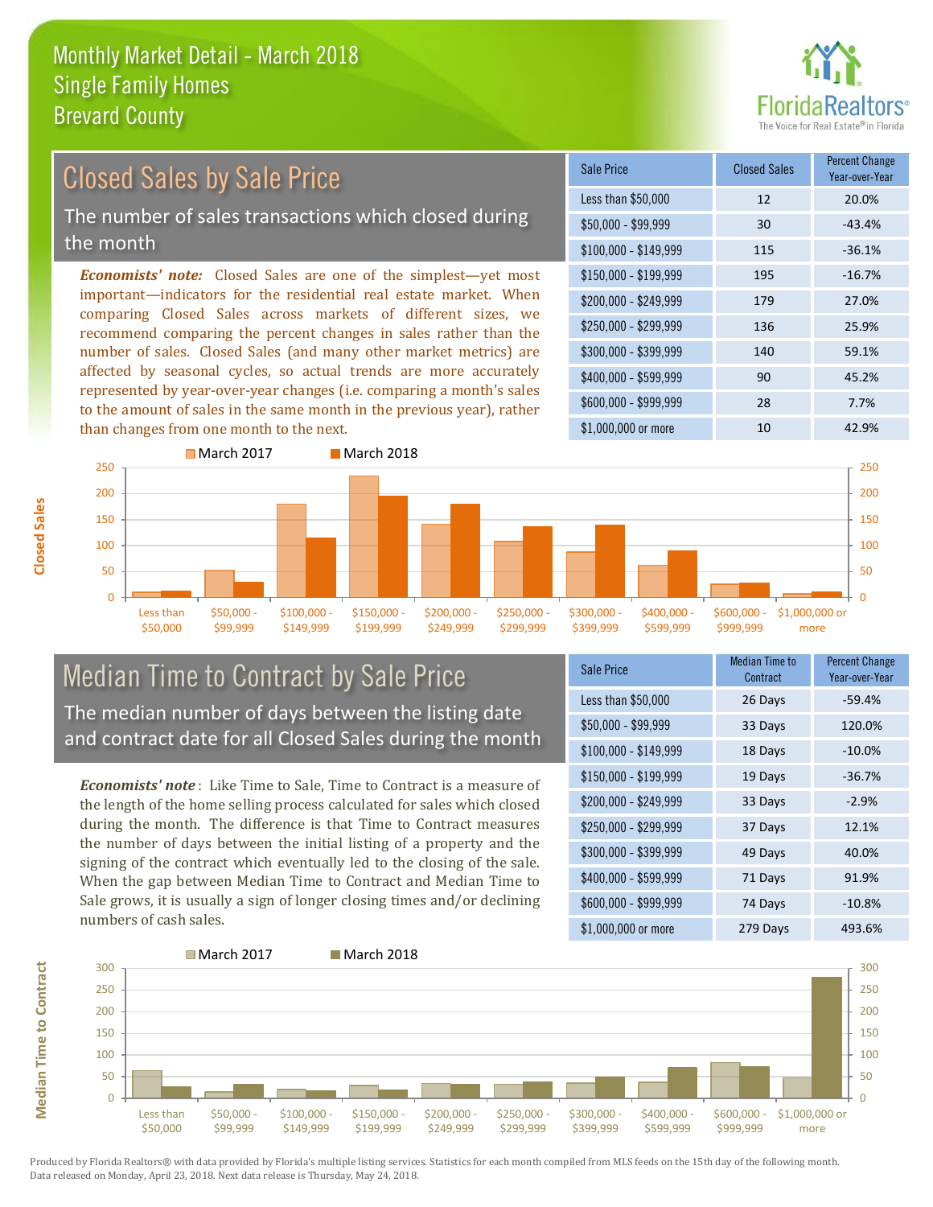# Monthly Market Detail - March 2018
## Single Family Homes
## Brevard County

## Closed Sales by Sale Price

The number of sales transactions which closed during the month

***Economists' note:*** Closed Sales are one of the simplest—yet most important—indicators for the residential real estate market. When comparing Closed Sales across markets of different sizes, we recommend comparing the percent changes in sales rather than the number of sales. Closed Sales (and many other market metrics) are affected by seasonal cycles, so actual trends are more accurately represented by year-over-year changes (i.e. comparing a month's sales to the amount of sales in the same month in the previous year), rather than changes from one month to the next.

| Sale Price | Closed Sales | Percent Change Year-over-Year |
|---|---|---|
| Less than $50,000 | 12 | 20.0% |
| $50,000 - $99,999 | 30 | -43.4% |
| $100,000 - $149,999 | 115 | -36.1% |
| $150,000 - $199,999 | 195 | -16.7% |
| $200,000 - $249,999 | 179 | 27.0% |
| $250,000 - $299,999 | 136 | 25.9% |
| $300,000 - $399,999 | 140 | 59.1% |
| $400,000 - $599,999 | 90 | 45.2% |
| $600,000 - $999,999 | 28 | 7.7% |
| $1,000,000 or more | 10 | 42.9% |

## Median Time to Contract by Sale Price

The median number of days between the listing date and contract date for all Closed Sales during the month

***Economists' note*** : Like Time to Sale, Time to Contract is a measure of the length of the home selling process calculated for sales which closed during the month. The difference is that Time to Contract measures the number of days between the initial listing of a property and the signing of the contract which eventually led to the closing of the sale. When the gap between Median Time to Contract and Median Time to Sale grows, it is usually a sign of longer closing times and/or declining numbers of cash sales.

| Sale Price | Median Time to Contract | Percent Change Year-over-Year |
|---|---|---|
| Less than $50,000 | 26 Days | -59.4% |
| $50,000 - $99,999 | 33 Days | 120.0% |
| $100,000 - $149,999 | 18 Days | -10.0% |
| $150,000 - $199,999 | 19 Days | -36.7% |
| $200,000 - $249,999 | 33 Days | -2.9% |
| $250,000 - $299,999 | 37 Days | 12.1% |
| $300,000 - $399,999 | 49 Days | 40.0% |
| $400,000 - $599,999 | 71 Days | 91.9% |
| $600,000 - $999,999 | 74 Days | -10.8% |
| $1,000,000 or more | 279 Days | 493.6% |

Produced by Florida Realtors® with data provided by Florida's multiple listing services. Statistics for each month compiled from MLS feeds on the 15th day of the following month. Data released on Monday, April 23, 2018. Next data release is Thursday, May 24, 2018.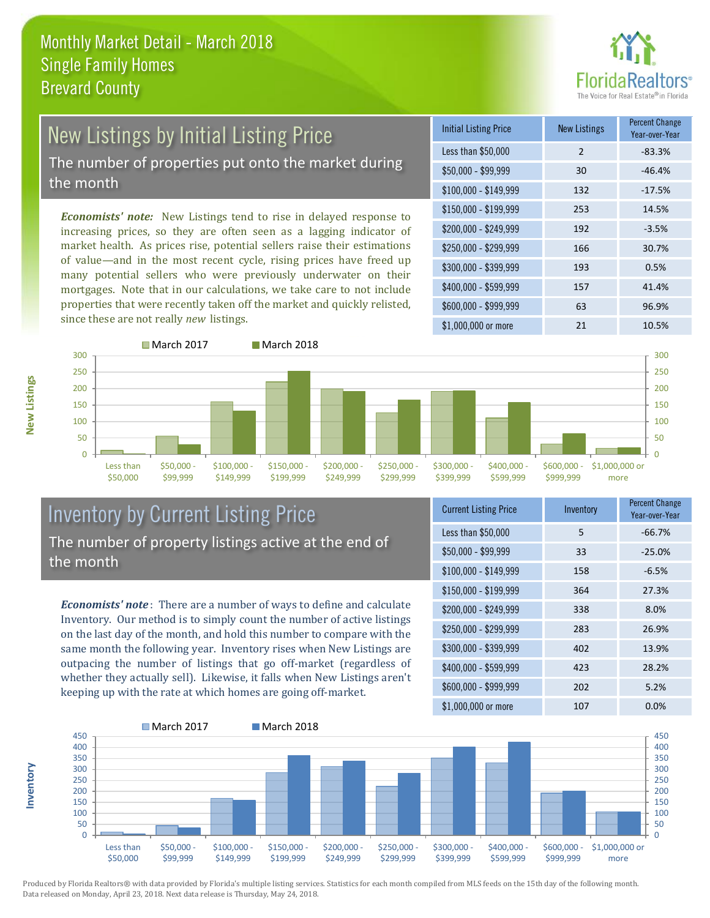# Monthly Market Detail - March 2018
## Single Family Homes
## Brevard County

## New Listings by Initial Listing Price

The number of properties put onto the market during the month

*Economists' note:* New Listings tend to rise in delayed response to increasing prices, so they are often seen as a lagging indicator of market health. As prices rise, potential sellers raise their estimations of value—and in the most recent cycle, rising prices have freed up many potential sellers who were previously underwater on their mortgages. Note that in our calculations, we take care to not include properties that were recently taken off the market and quickly relisted, since these are not really *new* listings.

| Initial Listing Price | New Listings | Percent Change Year-over-Year |
|---|---|---|
| Less than $50,000 | 2 | -83.3% |
| $50,000 - $99,999 | 30 | -46.4% |
| $100,000 - $149,999 | 132 | -17.5% |
| $150,000 - $199,999 | 253 | 14.5% |
| $200,000 - $249,999 | 192 | -3.5% |
| $250,000 - $299,999 | 166 | 30.7% |
| $300,000 - $399,999 | 193 | 0.5% |
| $400,000 - $599,999 | 157 | 41.4% |
| $600,000 - $999,999 | 63 | 96.9% |
| $1,000,000 or more | 21 | 10.5% |

## Inventory by Current Listing Price

The number of property listings active at the end of the month

*Economists' note*: There are a number of ways to define and calculate Inventory. Our method is to simply count the number of active listings on the last day of the month, and hold this number to compare with the same month the following year. Inventory rises when New Listings are outpacing the number of listings that go off-market (regardless of whether they actually sell). Likewise, it falls when New Listings aren't keeping up with the rate at which homes are going off-market.

| Current Listing Price | Inventory | Percent Change Year-over-Year |
|---|---|---|
| Less than $50,000 | 5 | -66.7% |
| $50,000 - $99,999 | 33 | -25.0% |
| $100,000 - $149,999 | 158 | -6.5% |
| $150,000 - $199,999 | 364 | 27.3% |
| $200,000 - $249,999 | 338 | 8.0% |
| $250,000 - $299,999 | 283 | 26.9% |
| $300,000 - $399,999 | 402 | 13.9% |
| $400,000 - $599,999 | 423 | 28.2% |
| $600,000 - $999,999 | 202 | 5.2% |
| $1,000,000 or more | 107 | 0.0% |

Produced by Florida Realtors® with data provided by Florida's multiple listing services. Statistics for each month compiled from MLS feeds on the 15th day of the following month. Data released on Monday, April 23, 2018. Next data release is Thursday, May 24, 2018.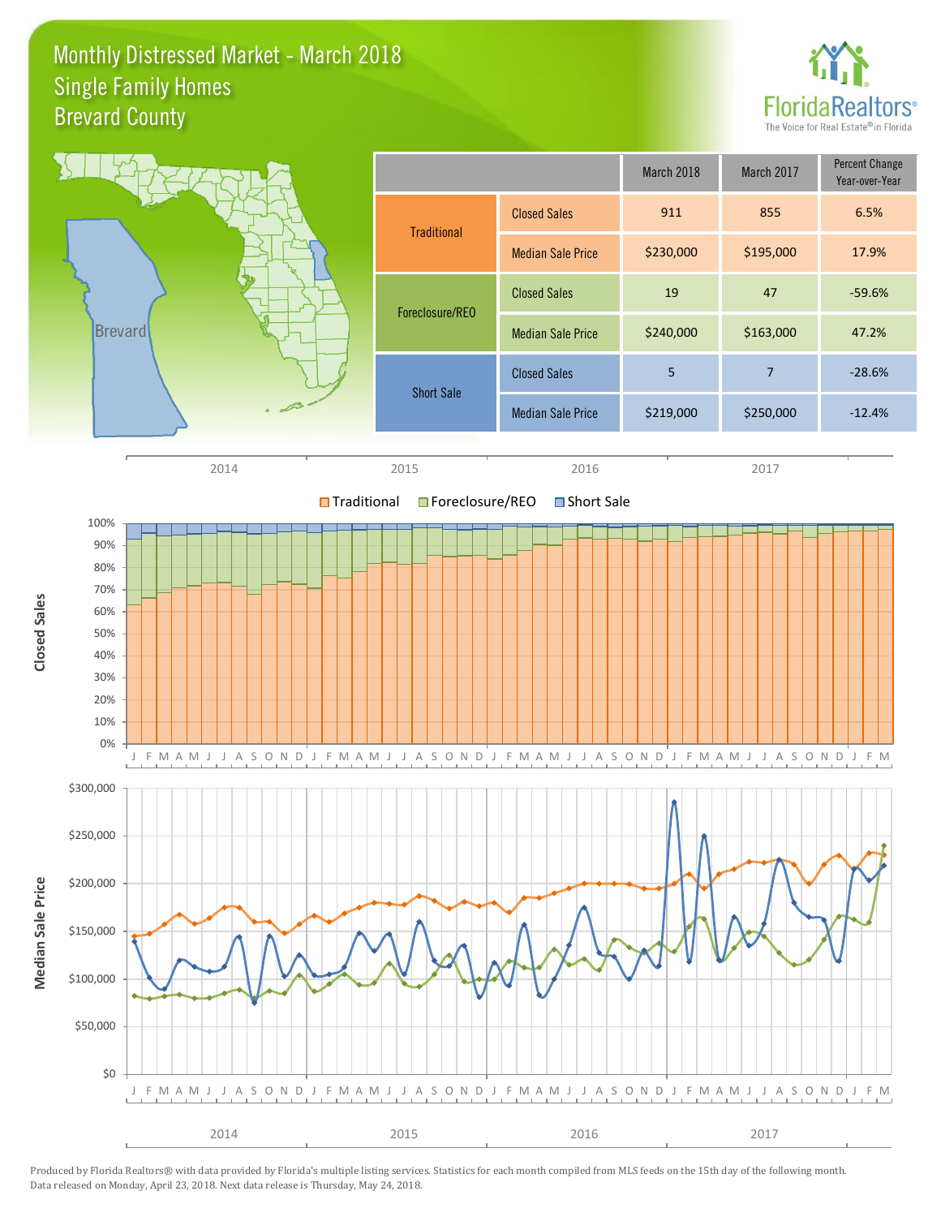# Monthly Distressed Market - March 2018
## Single Family Homes
## Brevard County

FloridaRealtors®
The Voice for Real Estate® in Florida

Brevard

| | | March 2018 | March 2017 | Percent Change Year-over-Year |
|---|---|---|---|---|
| Traditional | Closed Sales | 911 | 855 | 6.5% |
| | Median Sale Price | $230,000 | $195,000 | 17.9% |
| Foreclosure/REO | Closed Sales | 19 | 47 | -59.6% |
| | Median Sale Price | $240,000 | $163,000 | 47.2% |
| Short Sale | Closed Sales | 5 | 7 | -28.6% |
| | Median Sale Price | $219,000 | $250,000 | -12.4% |

2014 2015 2016 2017

Traditional Foreclosure/REO Short Sale

Closed Sales

100% 90% 80% 70% 60% 50% 40% 30% 20% 10% 0%

J F M A M J J A S O N D J F M A M J J A S O N D J F M A M J J A S O N D J F M A M J J A S O N D J F M

Median Sale Price

$300,000 $250,000 $200,000 $150,000 $100,000 $50,000 $0

J F M A M J J A S O N D J F M A M J J A S O N D J F M A M J J A S O N D J F M A M J J A S O N D J F M

2014 2015 2016 2017

Produced by Florida Realtors® with data provided by Florida's multiple listing services. Statistics for each month compiled from MLS feeds on the 15th day of the following month. Data released on Monday, April 23, 2018. Next data release is Thursday, May 24, 2018.